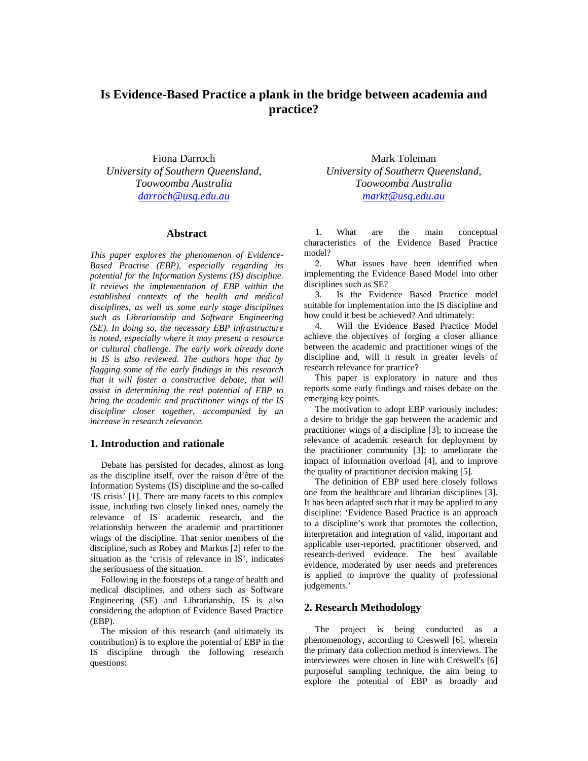# Is Evidence-Based Practice a plank in the bridge between academia and practice?

Fiona Darroch
*University of Southern Queensland, Toowoomba Australia*
*darroch@usq.edu.au*

Mark Toleman
*University of Southern Queensland, Toowoomba Australia*
*markt@usq.edu.au*

## Abstract

*This paper explores the phenomenon of Evidence-Based Practise (EBP), especially regarding its potential for the Information Systems (IS) discipline. It reviews the implementation of EBP within the established contexts of the health and medical disciplines, as well as some early stage disciplines such as Librarianship and Software Engineering (SE). In doing so, the necessary EBP infrastructure is noted, especially where it may present a resource or cultural challenge. The early work already done in IS is also reviewed. The authors hope that by flagging some of the early findings in this research that it will foster a constructive debate, that will assist in determining the real potential of EBP to bring the academic and practitioner wings of the IS discipline closer together, accompanied by an increase in research relevance.*

## 1. Introduction and rationale

Debate has persisted for decades, almost as long as the discipline itself, over the raison d'être of the Information Systems (IS) discipline and the so-called 'IS crisis' [1]. There are many facets to this complex issue, including two closely linked ones, namely the relevance of IS academic research, and the relationship between the academic and practitioner wings of the discipline. That senior members of the discipline, such as Robey and Markus [2] refer to the situation as the 'crisis of relevance in IS', indicates the seriousness of the situation.

Following in the footsteps of a range of health and medical disciplines, and others such as Software Engineering (SE) and Librarianship, IS is also considering the adoption of Evidence Based Practice (EBP).

The mission of this research (and ultimately its contribution) is to explore the potential of EBP in the IS discipline through the following research questions:

1. What are the main conceptual characteristics of the Evidence Based Practice model?
2. What issues have been identified when implementing the Evidence Based Model into other disciplines such as SE?
3. Is the Evidence Based Practice model suitable for implementation into the IS discipline and how could it best be achieved? And ultimately:
4. Will the Evidence Based Practice Model achieve the objectives of forging a closer alliance between the academic and practitioner wings of the discipline and, will it result in greater levels of research relevance for practice?

This paper is exploratory in nature and thus reports some early findings and raises debate on the emerging key points.

The motivation to adopt EBP variously includes: a desire to bridge the gap between the academic and practitioner wings of a discipline [3]; to increase the relevance of academic research for deployment by the practitioner community [3]; to ameliorate the impact of information overload [4], and to improve the quality of practitioner decision making [5].

The definition of EBP used here closely follows one from the healthcare and librarian disciplines [3]. It has been adapted such that it may be applied to any discipline: 'Evidence Based Practice is an approach to a discipline's work that promotes the collection, interpretation and integration of valid, important and applicable user-reported, practitioner observed, and research-derived evidence. The best available evidence, moderated by user needs and preferences is applied to improve the quality of professional judgements.'

## 2. Research Methodology

The project is being conducted as a phenomenology, according to Creswell [6], wherein the primary data collection method is interviews. The interviewees were chosen in line with Creswell's [6] purposeful sampling technique, the aim being to explore the potential of EBP as broadly and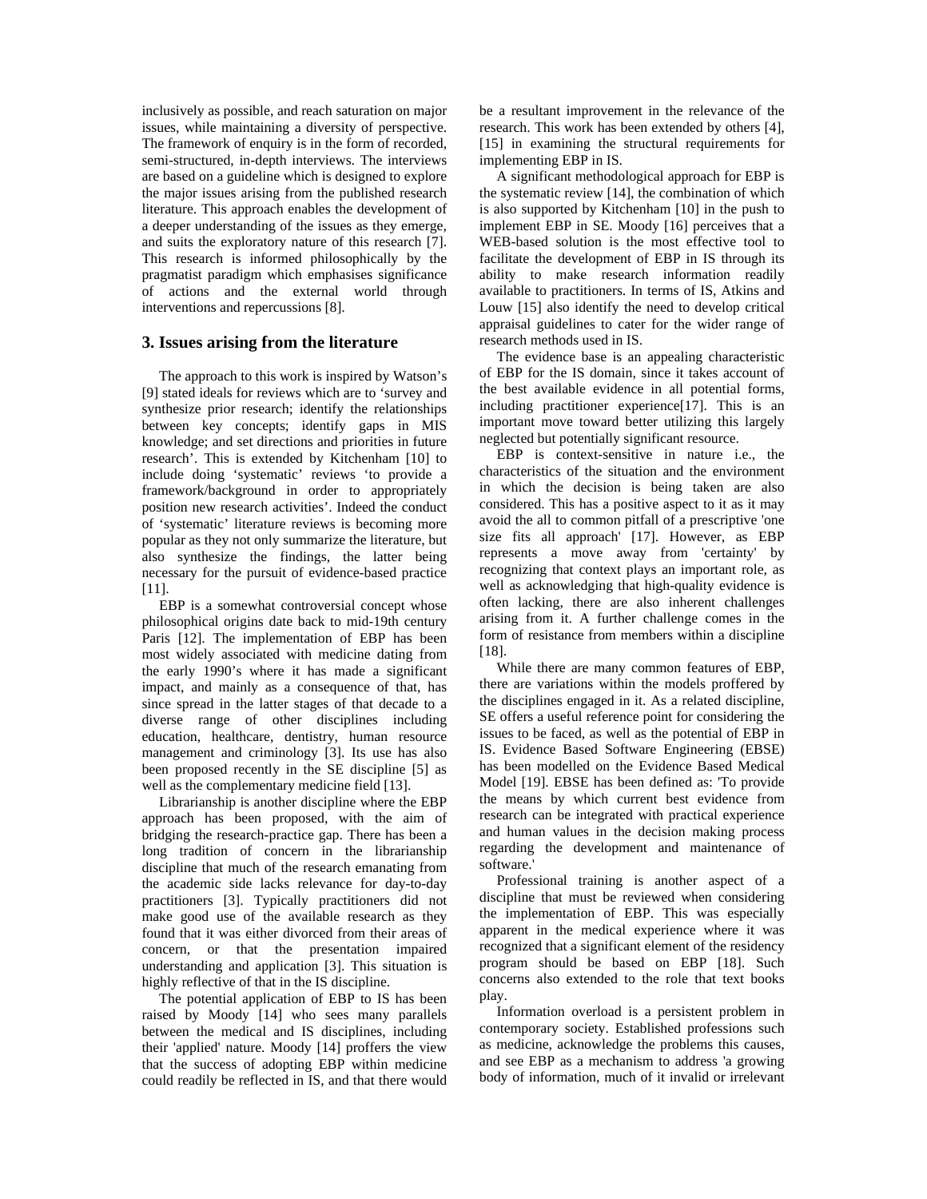inclusively as possible, and reach saturation on major issues, while maintaining a diversity of perspective. The framework of enquiry is in the form of recorded, semi-structured, in-depth interviews. The interviews are based on a guideline which is designed to explore the major issues arising from the published research literature. This approach enables the development of a deeper understanding of the issues as they emerge, and suits the exploratory nature of this research [7]. This research is informed philosophically by the pragmatist paradigm which emphasises significance of actions and the external world through interventions and repercussions [8].

## 3. Issues arising from the literature

The approach to this work is inspired by Watson's [9] stated ideals for reviews which are to 'survey and synthesize prior research; identify the relationships between key concepts; identify gaps in MIS knowledge; and set directions and priorities in future research'. This is extended by Kitchenham [10] to include doing 'systematic' reviews 'to provide a framework/background in order to appropriately position new research activities'. Indeed the conduct of 'systematic' literature reviews is becoming more popular as they not only summarize the literature, but also synthesize the findings, the latter being necessary for the pursuit of evidence-based practice [11].

EBP is a somewhat controversial concept whose philosophical origins date back to mid-19th century Paris [12]. The implementation of EBP has been most widely associated with medicine dating from the early 1990's where it has made a significant impact, and mainly as a consequence of that, has since spread in the latter stages of that decade to a diverse range of other disciplines including education, healthcare, dentistry, human resource management and criminology [3]. Its use has also been proposed recently in the SE discipline [5] as well as the complementary medicine field [13].

Librarianship is another discipline where the EBP approach has been proposed, with the aim of bridging the research-practice gap. There has been a long tradition of concern in the librarianship discipline that much of the research emanating from the academic side lacks relevance for day-to-day practitioners [3]. Typically practitioners did not make good use of the available research as they found that it was either divorced from their areas of concern, or that the presentation impaired understanding and application [3]. This situation is highly reflective of that in the IS discipline.

The potential application of EBP to IS has been raised by Moody [14] who sees many parallels between the medical and IS disciplines, including their 'applied' nature. Moody [14] proffers the view that the success of adopting EBP within medicine could readily be reflected in IS, and that there would be a resultant improvement in the relevance of the research. This work has been extended by others [4], [15] in examining the structural requirements for implementing EBP in IS.

A significant methodological approach for EBP is the systematic review [14], the combination of which is also supported by Kitchenham [10] in the push to implement EBP in SE. Moody [16] perceives that a WEB-based solution is the most effective tool to facilitate the development of EBP in IS through its ability to make research information readily available to practitioners. In terms of IS, Atkins and Louw [15] also identify the need to develop critical appraisal guidelines to cater for the wider range of research methods used in IS.

The evidence base is an appealing characteristic of EBP for the IS domain, since it takes account of the best available evidence in all potential forms, including practitioner experience[17]. This is an important move toward better utilizing this largely neglected but potentially significant resource.

EBP is context-sensitive in nature i.e., the characteristics of the situation and the environment in which the decision is being taken are also considered. This has a positive aspect to it as it may avoid the all to common pitfall of a prescriptive 'one size fits all approach' [17]. However, as EBP represents a move away from 'certainty' by recognizing that context plays an important role, as well as acknowledging that high-quality evidence is often lacking, there are also inherent challenges arising from it. A further challenge comes in the form of resistance from members within a discipline [18].

While there are many common features of EBP, there are variations within the models proffered by the disciplines engaged in it. As a related discipline, SE offers a useful reference point for considering the issues to be faced, as well as the potential of EBP in IS. Evidence Based Software Engineering (EBSE) has been modelled on the Evidence Based Medical Model [19]. EBSE has been defined as: 'To provide the means by which current best evidence from research can be integrated with practical experience and human values in the decision making process regarding the development and maintenance of software.'

Professional training is another aspect of a discipline that must be reviewed when considering the implementation of EBP. This was especially apparent in the medical experience where it was recognized that a significant element of the residency program should be based on EBP [18]. Such concerns also extended to the role that text books play.

Information overload is a persistent problem in contemporary society. Established professions such as medicine, acknowledge the problems this causes, and see EBP as a mechanism to address 'a growing body of information, much of it invalid or irrelevant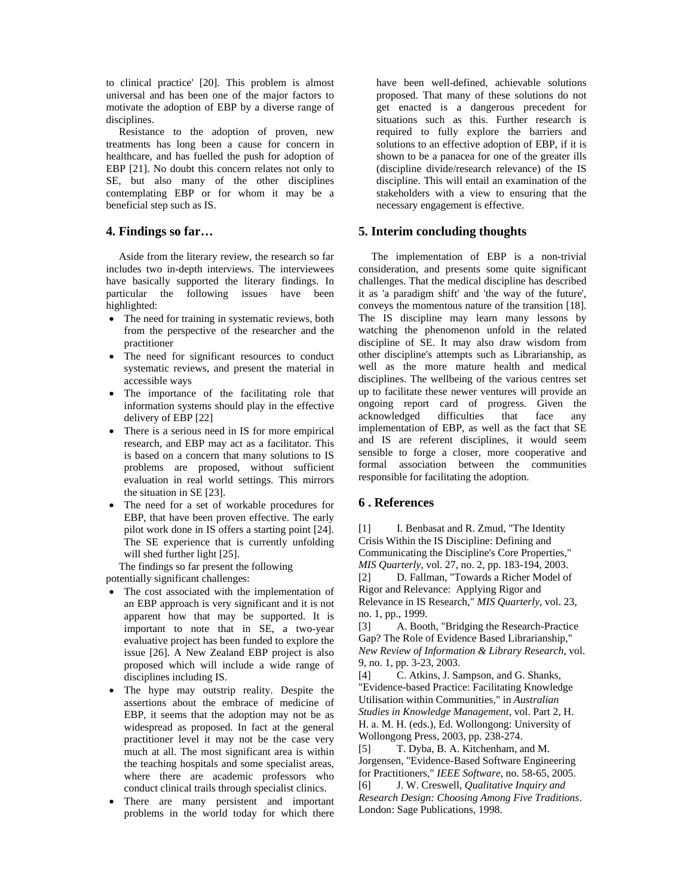to clinical practice' [20]. This problem is almost universal and has been one of the major factors to motivate the adoption of EBP by a diverse range of disciplines.

Resistance to the adoption of proven, new treatments has long been a cause for concern in healthcare, and has fuelled the push for adoption of EBP [21]. No doubt this concern relates not only to SE, but also many of the other disciplines contemplating EBP or for whom it may be a beneficial step such as IS.

## 4. Findings so far…

Aside from the literary review, the research so far includes two in-depth interviews. The interviewees have basically supported the literary findings. In particular the following issues have been highlighted:

- The need for training in systematic reviews, both from the perspective of the researcher and the practitioner
- The need for significant resources to conduct systematic reviews, and present the material in accessible ways
- The importance of the facilitating role that information systems should play in the effective delivery of EBP [22]
- There is a serious need in IS for more empirical research, and EBP may act as a facilitator. This is based on a concern that many solutions to IS problems are proposed, without sufficient evaluation in real world settings. This mirrors the situation in SE [23].
- The need for a set of workable procedures for EBP, that have been proven effective. The early pilot work done in IS offers a starting point [24]. The SE experience that is currently unfolding will shed further light [25].

The findings so far present the following potentially significant challenges:

- The cost associated with the implementation of an EBP approach is very significant and it is not apparent how that may be supported. It is important to note that in SE, a two-year evaluative project has been funded to explore the issue [26]. A New Zealand EBP project is also proposed which will include a wide range of disciplines including IS.
- The hype may outstrip reality. Despite the assertions about the embrace of medicine of EBP, it seems that the adoption may not be as widespread as proposed. In fact at the general practitioner level it may not be the case very much at all. The most significant area is within the teaching hospitals and some specialist areas, where there are academic professors who conduct clinical trails through specialist clinics.
- There are many persistent and important problems in the world today for which there have been well-defined, achievable solutions proposed. That many of these solutions do not get enacted is a dangerous precedent for situations such as this. Further research is required to fully explore the barriers and solutions to an effective adoption of EBP, if it is shown to be a panacea for one of the greater ills (discipline divide/research relevance) of the IS discipline. This will entail an examination of the stakeholders with a view to ensuring that the necessary engagement is effective.

## 5. Interim concluding thoughts

The implementation of EBP is a non-trivial consideration, and presents some quite significant challenges. That the medical discipline has described it as 'a paradigm shift' and 'the way of the future', conveys the momentous nature of the transition [18]. The IS discipline may learn many lessons by watching the phenomenon unfold in the related discipline of SE. It may also draw wisdom from other discipline's attempts such as Librarianship, as well as the more mature health and medical disciplines. The wellbeing of the various centres set up to facilitate these newer ventures will provide an ongoing report card of progress. Given the acknowledged difficulties that face any implementation of EBP, as well as the fact that SE and IS are referent disciplines, it would seem sensible to forge a closer, more cooperative and formal association between the communities responsible for facilitating the adoption.

## 6 . References

[1] I. Benbasat and R. Zmud, "The Identity Crisis Within the IS Discipline: Defining and Communicating the Discipline's Core Properties," *MIS Quarterly*, vol. 27, no. 2, pp. 183-194, 2003.

[2] D. Fallman, "Towards a Richer Model of Rigor and Relevance: Applying Rigor and Relevance in IS Research," *MIS Quarterly*, vol. 23, no. 1, pp., 1999.

[3] A. Booth, "Bridging the Research-Practice Gap? The Role of Evidence Based Librarianship," *New Review of Information & Library Research*, vol. 9, no. 1, pp. 3-23, 2003.

[4] C. Atkins, J. Sampson, and G. Shanks, "Evidence-based Practice: Facilitating Knowledge Utilisation within Communities," in *Australian Studies in Knowledge Management*, vol. Part 2, H. H. a. M. H. (eds.), Ed. Wollongong: University of Wollongong Press, 2003, pp. 238-274.

[5] T. Dyba, B. A. Kitchenham, and M. Jorgensen, "Evidence-Based Software Engineering for Practitioners," *IEEE Software*, no. 58-65, 2005.

[6] J. W. Creswell, *Qualitative Inquiry and Research Design: Choosing Among Five Traditions*. London: Sage Publications, 1998.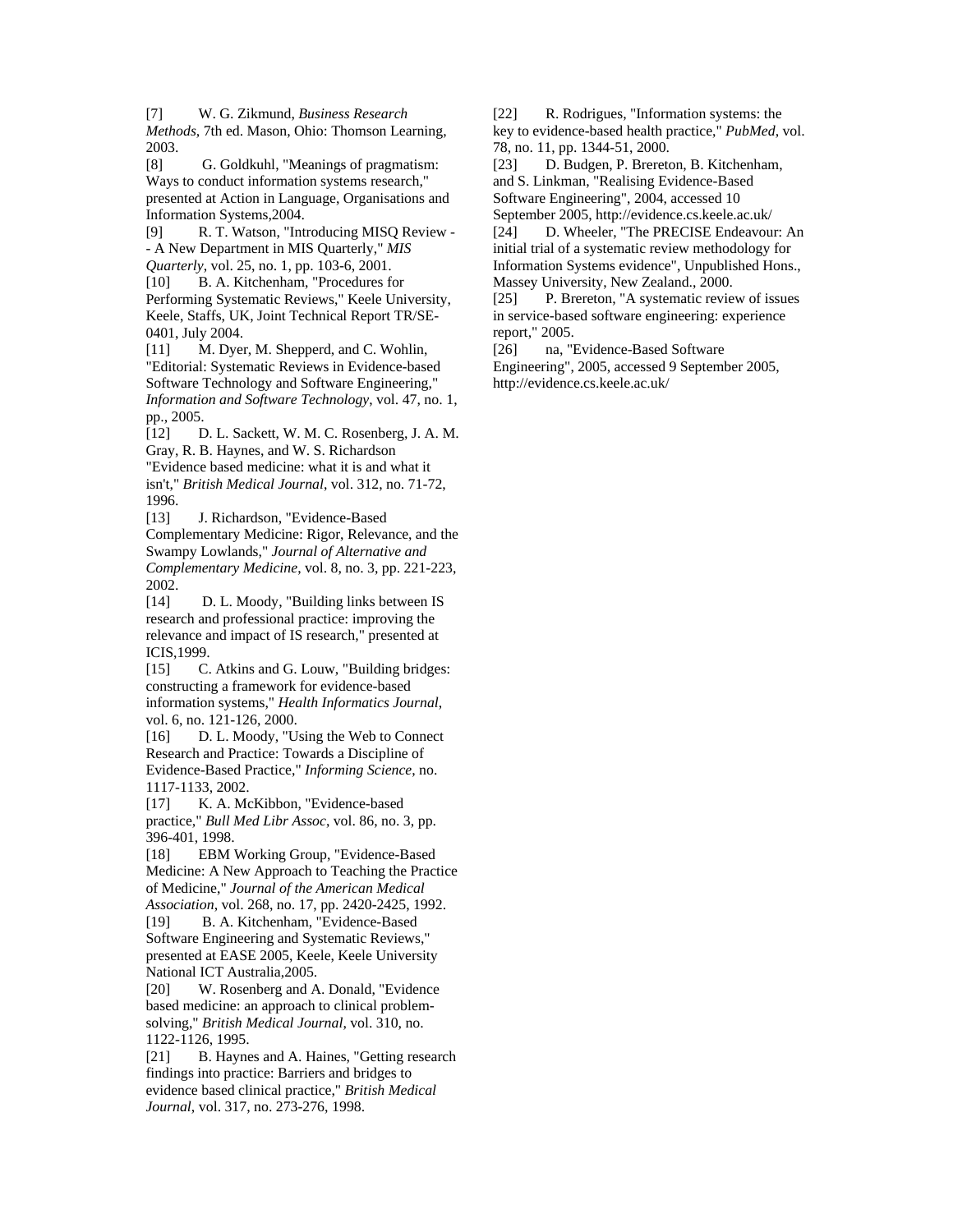[7] W. G. Zikmund, *Business Research Methods*, 7th ed. Mason, Ohio: Thomson Learning, 2003.

[8] G. Goldkuhl, "Meanings of pragmatism: Ways to conduct information systems research," presented at Action in Language, Organisations and Information Systems,2004.

[9] R. T. Watson, "Introducing MISQ Review -- A New Department in MIS Quarterly," *MIS Quarterly*, vol. 25, no. 1, pp. 103-6, 2001.

[10] B. A. Kitchenham, "Procedures for Performing Systematic Reviews," Keele University, Keele, Staffs, UK, Joint Technical Report TR/SE-0401, July 2004.

[11] M. Dyer, M. Shepperd, and C. Wohlin, "Editorial: Systematic Reviews in Evidence-based Software Technology and Software Engineering," *Information and Software Technology*, vol. 47, no. 1, pp., 2005.

[12] D. L. Sackett, W. M. C. Rosenberg, J. A. M. Gray, R. B. Haynes, and W. S. Richardson "Evidence based medicine: what it is and what it isn't," *British Medical Journal*, vol. 312, no. 71-72, 1996.

[13] J. Richardson, "Evidence-Based Complementary Medicine: Rigor, Relevance, and the Swampy Lowlands," *Journal of Alternative and Complementary Medicine*, vol. 8, no. 3, pp. 221-223, 2002.

[14] D. L. Moody, "Building links between IS research and professional practice: improving the relevance and impact of IS research," presented at ICIS,1999.

[15] C. Atkins and G. Louw, "Building bridges: constructing a framework for evidence-based information systems," *Health Informatics Journal*, vol. 6, no. 121-126, 2000.

[16] D. L. Moody, "Using the Web to Connect Research and Practice: Towards a Discipline of Evidence-Based Practice," *Informing Science*, no. 1117-1133, 2002.

[17] K. A. McKibbon, "Evidence-based practice," *Bull Med Libr Assoc*, vol. 86, no. 3, pp. 396-401, 1998.

[18] EBM Working Group, "Evidence-Based Medicine: A New Approach to Teaching the Practice of Medicine," *Journal of the American Medical Association*, vol. 268, no. 17, pp. 2420-2425, 1992.

[19] B. A. Kitchenham, "Evidence-Based Software Engineering and Systematic Reviews," presented at EASE 2005, Keele, Keele University National ICT Australia,2005.

[20] W. Rosenberg and A. Donald, "Evidence based medicine: an approach to clinical problem-solving," *British Medical Journal*, vol. 310, no. 1122-1126, 1995.

[21] B. Haynes and A. Haines, "Getting research findings into practice: Barriers and bridges to evidence based clinical practice," *British Medical Journal*, vol. 317, no. 273-276, 1998.

[22] R. Rodrigues, "Information systems: the key to evidence-based health practice," *PubMed*, vol. 78, no. 11, pp. 1344-51, 2000.

[23] D. Budgen, P. Brereton, B. Kitchenham, and S. Linkman, "Realising Evidence-Based Software Engineering", 2004, accessed 10 September 2005, http://evidence.cs.keele.ac.uk/

[24] D. Wheeler, "The PRECISE Endeavour: An initial trial of a systematic review methodology for Information Systems evidence", Unpublished Hons., Massey University, New Zealand., 2000.

[25] P. Brereton, "A systematic review of issues in service-based software engineering: experience report," 2005.

[26] na, "Evidence-Based Software Engineering", 2005, accessed 9 September 2005, http://evidence.cs.keele.ac.uk/